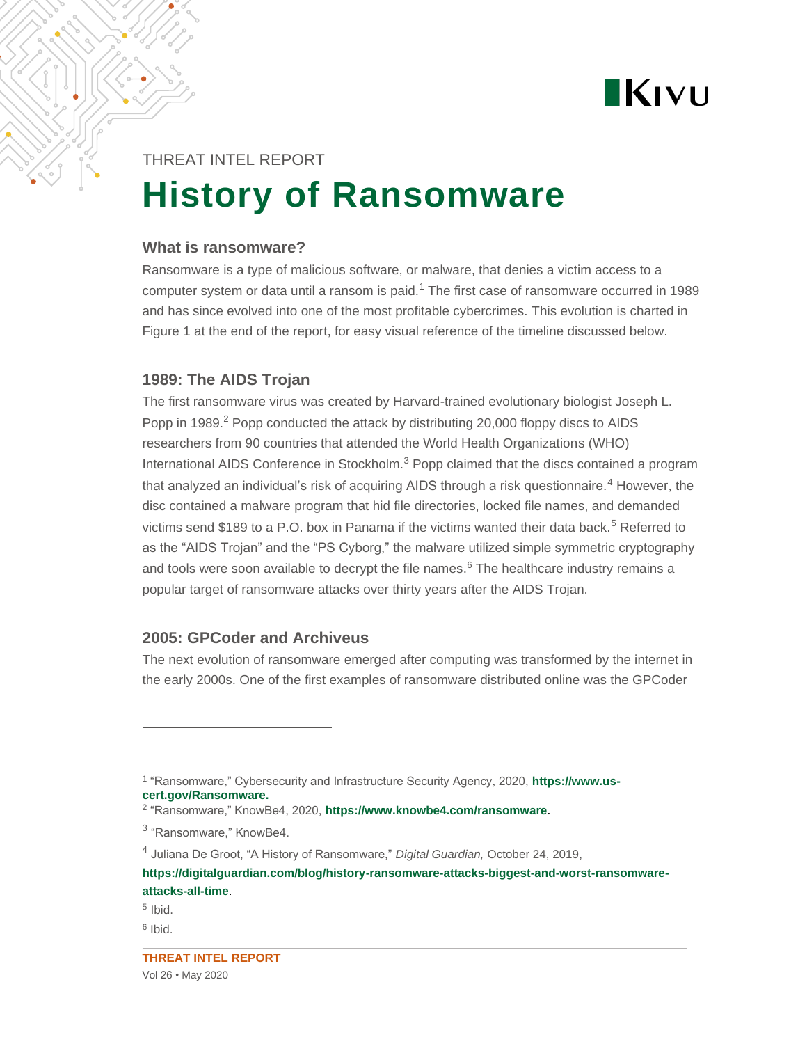THREAT INTEL REPORT

# History of Ransomware

### What is ransomware?

Ransomware is a type of malicious software, or malware, that denies a victim access to a computer system or data until a ransom is paid.[1] The first case of ransomware occurred in 1989 and has since evolved into one of the most profitable cybercrimes. This evolution is charted in Figure 1 at the end of the report, for easy visual reference of the timeline discussed below.

### 1989: The AIDS Trojan

The first ransomware virus was created by Harvard-trained evolutionary biologist Joseph L. Popp in 1989.[2] Popp conducted the attack by distributing 20,000 floppy discs to AIDS researchers from 90 countries that attended the World Health Organizations (WHO) International AIDS Conference in Stockholm.[3] Popp claimed that the discs contained a program that analyzed an individual's risk of acquiring AIDS through a risk questionnaire.[4] However, the disc contained a malware program that hid file directories, locked file names, and demanded victims send $189 to a P.O. box in Panama if the victims wanted their data back.[5] Referred to as the "AIDS Trojan" and the "PS Cyborg," the malware utilized simple symmetric cryptography and tools were soon available to decrypt the file names.[6] The healthcare industry remains a popular target of ransomware attacks over thirty years after the AIDS Trojan.

### 2005: GPCoder and Archiveus

The next evolution of ransomware emerged after computing was transformed by the internet in the early 2000s. One of the first examples of ransomware distributed online was the GPCoder

---

[1] "Ransomware," Cybersecurity and Infrastructure Security Agency, 2020, **https://www.us-cert.gov/Ransomware.**

[2] "Ransomware," KnowBe4, 2020, **https://www.knowbe4.com/ransomware**.

[3] "Ransomware," KnowBe4.

[4] Juliana De Groot, "A History of Ransomware," *Digital Guardian,* October 24, 2019, **https://digitalguardian.com/blog/history-ransomware-attacks-biggest-and-worst-ransomware-attacks-all-time**.

[5] Ibid.

[6] Ibid.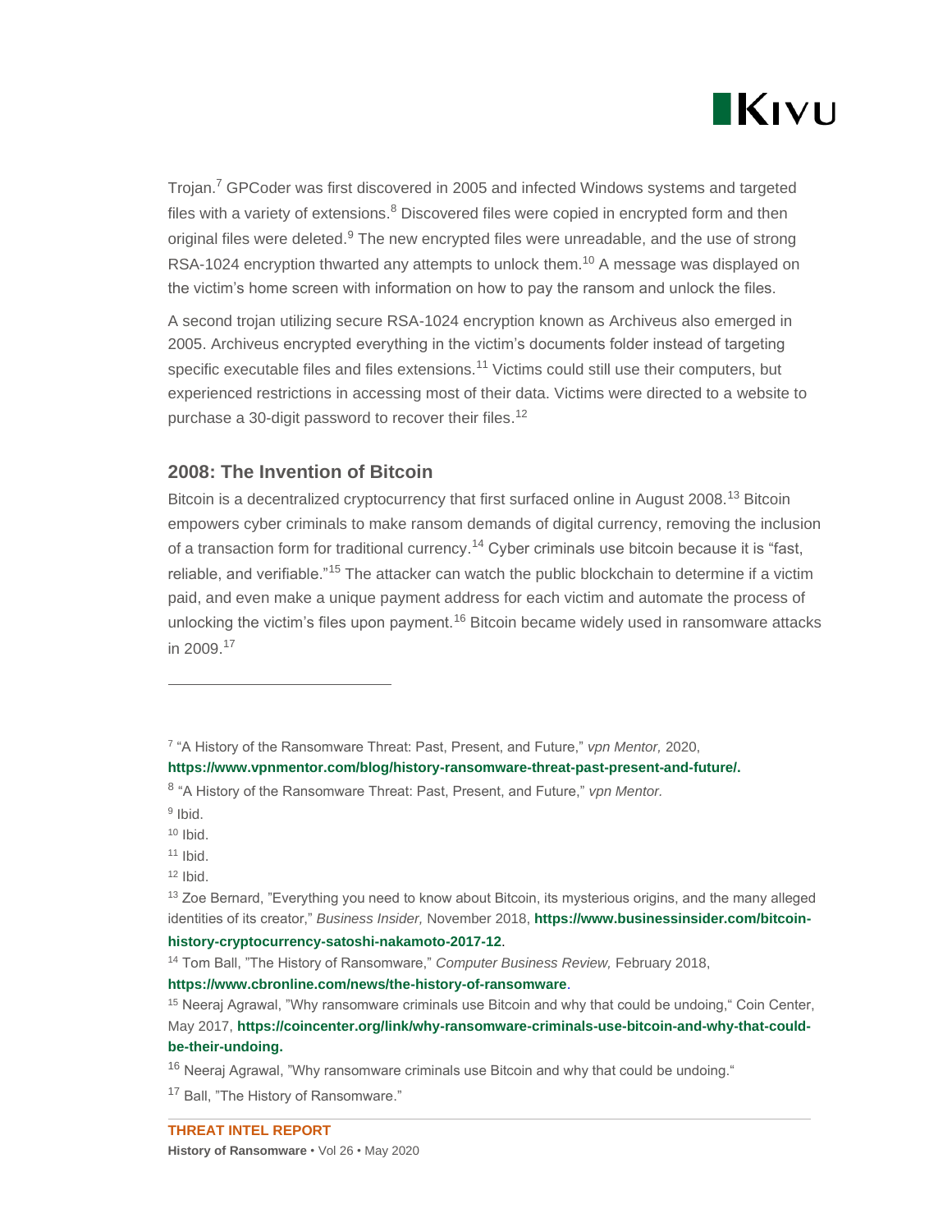Trojan.[7] GPCoder was first discovered in 2005 and infected Windows systems and targeted files with a variety of extensions.[8] Discovered files were copied in encrypted form and then original files were deleted.[9] The new encrypted files were unreadable, and the use of strong RSA-1024 encryption thwarted any attempts to unlock them.[10] A message was displayed on the victim's home screen with information on how to pay the ransom and unlock the files.

A second trojan utilizing secure RSA-1024 encryption known as Archiveus also emerged in 2005. Archiveus encrypted everything in the victim's documents folder instead of targeting specific executable files and files extensions.[11] Victims could still use their computers, but experienced restrictions in accessing most of their data. Victims were directed to a website to purchase a 30-digit password to recover their files.[12]

## 2008: The Invention of Bitcoin

Bitcoin is a decentralized cryptocurrency that first surfaced online in August 2008.[13] Bitcoin empowers cyber criminals to make ransom demands of digital currency, removing the inclusion of a transaction form for traditional currency.[14] Cyber criminals use bitcoin because it is "fast, reliable, and verifiable."[15] The attacker can watch the public blockchain to determine if a victim paid, and even make a unique payment address for each victim and automate the process of unlocking the victim's files upon payment.[16] Bitcoin became widely used in ransomware attacks in 2009.[17]

---

[7] "A History of the Ransomware Threat: Past, Present, and Future," *vpn Mentor,* 2020, **https://www.vpnmentor.com/blog/history-ransomware-threat-past-present-and-future/.**

[8] "A History of the Ransomware Threat: Past, Present, and Future," *vpn Mentor.*

[9] Ibid.

[10] Ibid.

[11] Ibid.

[12] Ibid.

[13] Zoe Bernard, "Everything you need to know about Bitcoin, its mysterious origins, and the many alleged identities of its creator," *Business Insider,* November 2018, **https://www.businessinsider.com/bitcoin-history-cryptocurrency-satoshi-nakamoto-2017-12**.

[14] Tom Ball, "The History of Ransomware," *Computer Business Review,* February 2018, **https://www.cbronline.com/news/the-history-of-ransomware**.

[15] Neeraj Agrawal, "Why ransomware criminals use Bitcoin and why that could be undoing," Coin Center, May 2017, **https://coincenter.org/link/why-ransomware-criminals-use-bitcoin-and-why-that-could-be-their-undoing.**

[16] Neeraj Agrawal, "Why ransomware criminals use Bitcoin and why that could be undoing."

[17] Ball, "The History of Ransomware."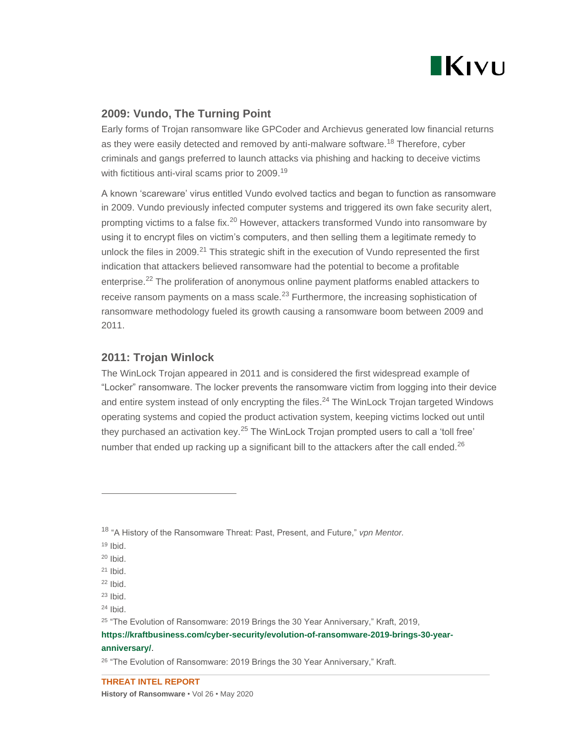## 2009: Vundo, The Turning Point

Early forms of Trojan ransomware like GPCoder and Archievus generated low financial returns as they were easily detected and removed by anti-malware software.[18] Therefore, cyber criminals and gangs preferred to launch attacks via phishing and hacking to deceive victims with fictitious anti-viral scams prior to 2009.[19]

A known 'scareware' virus entitled Vundo evolved tactics and began to function as ransomware in 2009. Vundo previously infected computer systems and triggered its own fake security alert, prompting victims to a false fix.[20] However, attackers transformed Vundo into ransomware by using it to encrypt files on victim's computers, and then selling them a legitimate remedy to unlock the files in 2009.[21] This strategic shift in the execution of Vundo represented the first indication that attackers believed ransomware had the potential to become a profitable enterprise.[22] The proliferation of anonymous online payment platforms enabled attackers to receive ransom payments on a mass scale.[23] Furthermore, the increasing sophistication of ransomware methodology fueled its growth causing a ransomware boom between 2009 and 2011.

## 2011: Trojan Winlock

The WinLock Trojan appeared in 2011 and is considered the first widespread example of "Locker" ransomware. The locker prevents the ransomware victim from logging into their device and entire system instead of only encrypting the files.[24] The WinLock Trojan targeted Windows operating systems and copied the product activation system, keeping victims locked out until they purchased an activation key.[25] The WinLock Trojan prompted users to call a 'toll free' number that ended up racking up a significant bill to the attackers after the call ended.[26]

---

[18] "A History of the Ransomware Threat: Past, Present, and Future," *vpn Mentor*.

[19] Ibid.

[20] Ibid.

[21] Ibid.

[22] Ibid.

[23] Ibid.

[24] Ibid.

[25] "The Evolution of Ransomware: 2019 Brings the 30 Year Anniversary," Kraft, 2019, **https://kraftbusiness.com/cyber-security/evolution-of-ransomware-2019-brings-30-year-anniversary/**.

[26] "The Evolution of Ransomware: 2019 Brings the 30 Year Anniversary," Kraft.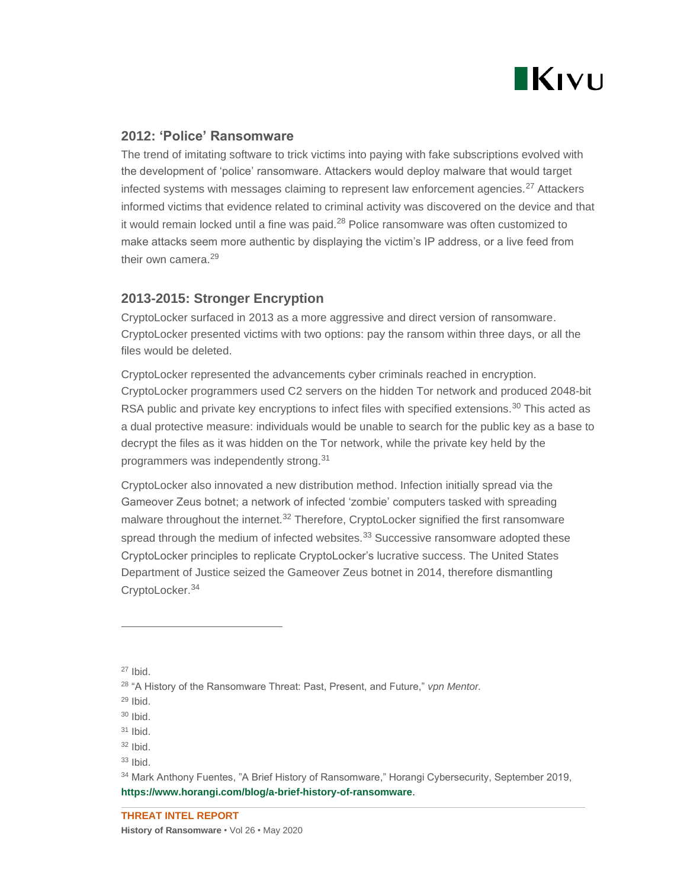## 2012: 'Police' Ransomware

The trend of imitating software to trick victims into paying with fake subscriptions evolved with the development of 'police' ransomware. Attackers would deploy malware that would target infected systems with messages claiming to represent law enforcement agencies.[27] Attackers informed victims that evidence related to criminal activity was discovered on the device and that it would remain locked until a fine was paid.[28] Police ransomware was often customized to make attacks seem more authentic by displaying the victim's IP address, or a live feed from their own camera.[29]

## 2013-2015: Stronger Encryption

CryptoLocker surfaced in 2013 as a more aggressive and direct version of ransomware. CryptoLocker presented victims with two options: pay the ransom within three days, or all the files would be deleted.

CryptoLocker represented the advancements cyber criminals reached in encryption. CryptoLocker programmers used C2 servers on the hidden Tor network and produced 2048-bit RSA public and private key encryptions to infect files with specified extensions.[30] This acted as a dual protective measure: individuals would be unable to search for the public key as a base to decrypt the files as it was hidden on the Tor network, while the private key held by the programmers was independently strong.[31]

CryptoLocker also innovated a new distribution method. Infection initially spread via the Gameover Zeus botnet; a network of infected 'zombie' computers tasked with spreading malware throughout the internet.[32] Therefore, CryptoLocker signified the first ransomware spread through the medium of infected websites.[33] Successive ransomware adopted these CryptoLocker principles to replicate CryptoLocker's lucrative success. The United States Department of Justice seized the Gameover Zeus botnet in 2014, therefore dismantling CryptoLocker.[34]

---

[27] Ibid.

[28] "A History of the Ransomware Threat: Past, Present, and Future," *vpn Mentor.*

[29] Ibid.

[30] Ibid.

[31] Ibid.

[32] Ibid.

[33] Ibid.

[34] Mark Anthony Fuentes, "A Brief History of Ransomware," Horangi Cybersecurity, September 2019, **https://www.horangi.com/blog/a-brief-history-of-ransomware**.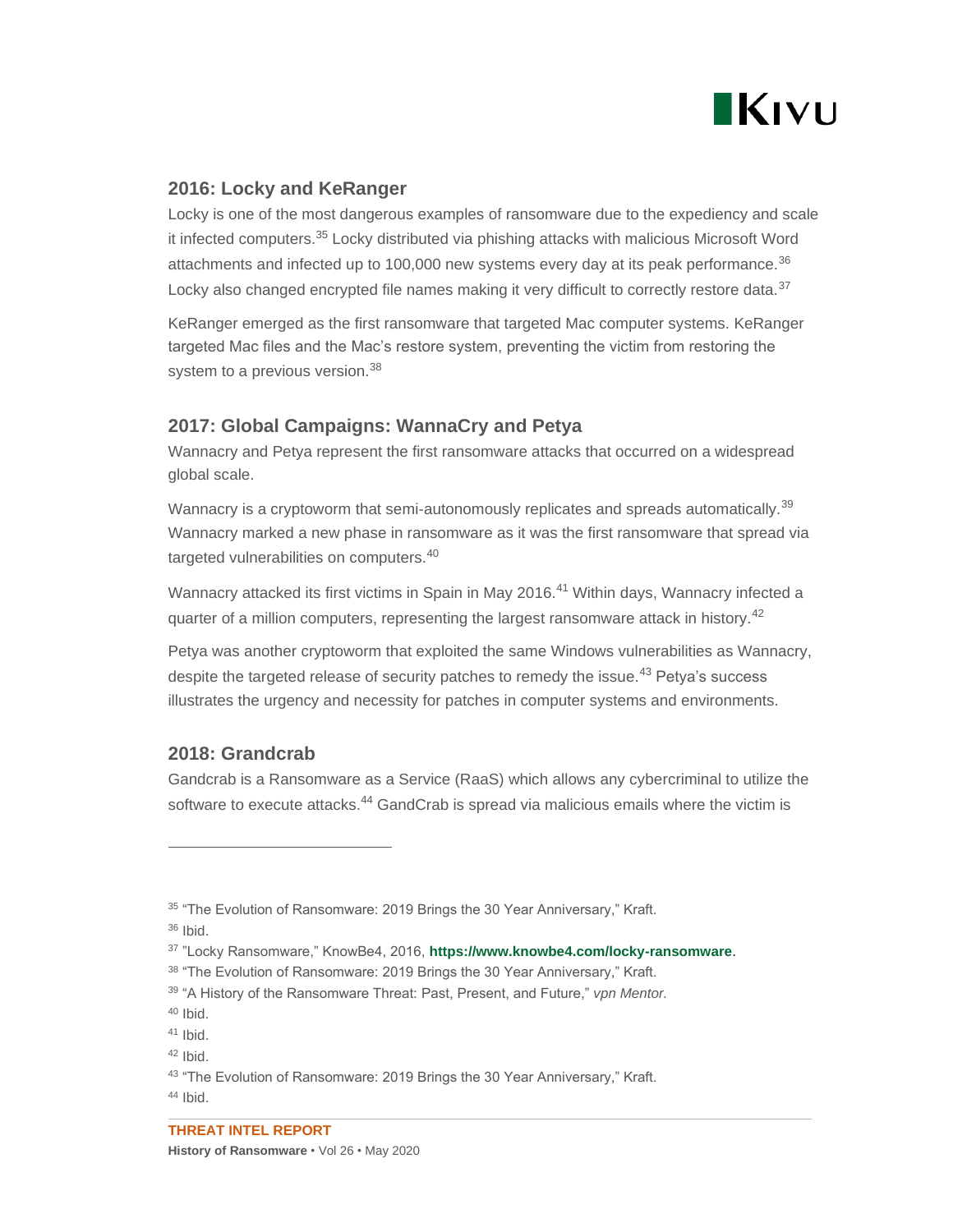## 2016: Locky and KeRanger

Locky is one of the most dangerous examples of ransomware due to the expediency and scale it infected computers.[35] Locky distributed via phishing attacks with malicious Microsoft Word attachments and infected up to 100,000 new systems every day at its peak performance.[36] Locky also changed encrypted file names making it very difficult to correctly restore data.[37]

KeRanger emerged as the first ransomware that targeted Mac computer systems. KeRanger targeted Mac files and the Mac's restore system, preventing the victim from restoring the system to a previous version.[38]

## 2017: Global Campaigns: WannaCry and Petya

Wannacry and Petya represent the first ransomware attacks that occurred on a widespread global scale.

Wannacry is a cryptoworm that semi-autonomously replicates and spreads automatically.[39] Wannacry marked a new phase in ransomware as it was the first ransomware that spread via targeted vulnerabilities on computers.[40]

Wannacry attacked its first victims in Spain in May 2016.[41] Within days, Wannacry infected a quarter of a million computers, representing the largest ransomware attack in history.[42]

Petya was another cryptoworm that exploited the same Windows vulnerabilities as Wannacry, despite the targeted release of security patches to remedy the issue.[43] Petya's success illustrates the urgency and necessity for patches in computer systems and environments.

## 2018: Grandcrab

Gandcrab is a Ransomware as a Service (RaaS) which allows any cybercriminal to utilize the software to execute attacks.[44] GandCrab is spread via malicious emails where the victim is

---

[35] "The Evolution of Ransomware: 2019 Brings the 30 Year Anniversary," Kraft.

[36] Ibid.

[37] "Locky Ransomware," KnowBe4, 2016, **https://www.knowbe4.com/locky-ransomware**.

[38] "The Evolution of Ransomware: 2019 Brings the 30 Year Anniversary," Kraft.

[39] "A History of the Ransomware Threat: Past, Present, and Future," *vpn Mentor.*

[40] Ibid.

[41] Ibid.

[42] Ibid.

[43] "The Evolution of Ransomware: 2019 Brings the 30 Year Anniversary," Kraft.

[44] Ibid.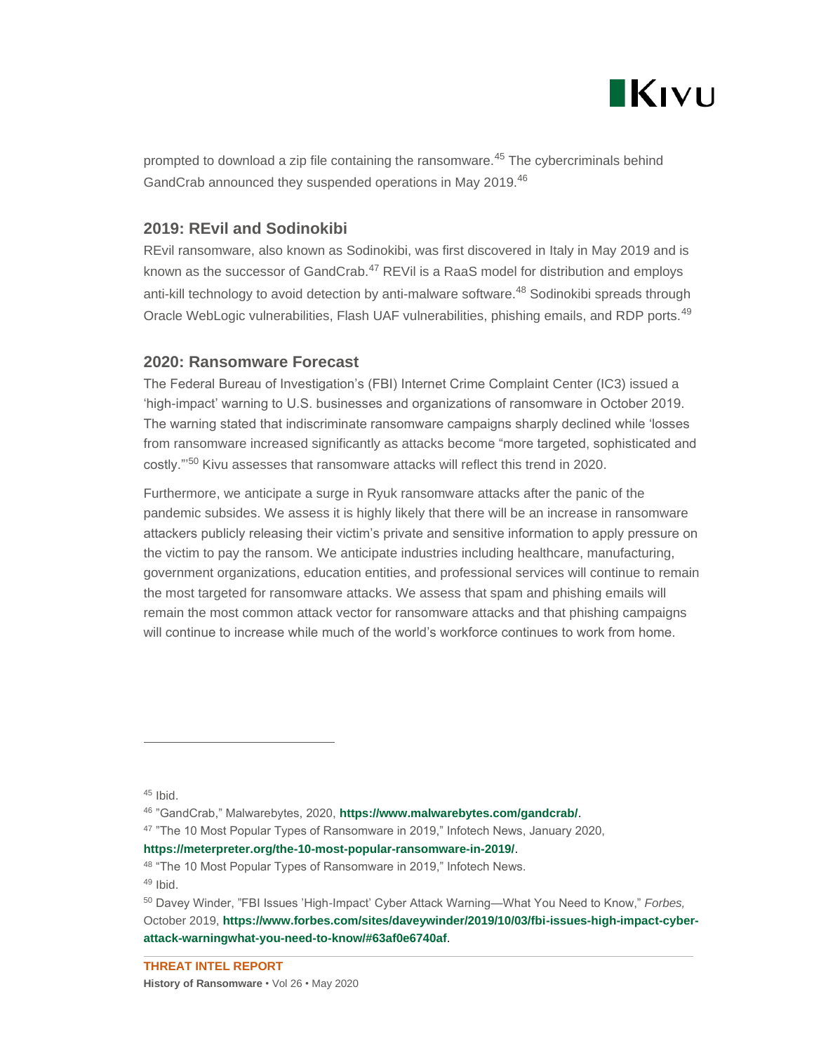prompted to download a zip file containing the ransomware.[45] The cybercriminals behind GandCrab announced they suspended operations in May 2019.[46]

## 2019: REvil and Sodinokibi

REvil ransomware, also known as Sodinokibi, was first discovered in Italy in May 2019 and is known as the successor of GandCrab.[47] REVil is a RaaS model for distribution and employs anti-kill technology to avoid detection by anti-malware software.[48] Sodinokibi spreads through Oracle WebLogic vulnerabilities, Flash UAF vulnerabilities, phishing emails, and RDP ports.[49]

## 2020: Ransomware Forecast

The Federal Bureau of Investigation's (FBI) Internet Crime Complaint Center (IC3) issued a 'high-impact' warning to U.S. businesses and organizations of ransomware in October 2019. The warning stated that indiscriminate ransomware campaigns sharply declined while 'losses from ransomware increased significantly as attacks become "more targeted, sophisticated and costly."'[50] Kivu assesses that ransomware attacks will reflect this trend in 2020.

Furthermore, we anticipate a surge in Ryuk ransomware attacks after the panic of the pandemic subsides. We assess it is highly likely that there will be an increase in ransomware attackers publicly releasing their victim's private and sensitive information to apply pressure on the victim to pay the ransom. We anticipate industries including healthcare, manufacturing, government organizations, education entities, and professional services will continue to remain the most targeted for ransomware attacks. We assess that spam and phishing emails will remain the most common attack vector for ransomware attacks and that phishing campaigns will continue to increase while much of the world's workforce continues to work from home.

---

[45] Ibid.

[46] "GandCrab," Malwarebytes, 2020, **https://www.malwarebytes.com/gandcrab/**.

[47] "The 10 Most Popular Types of Ransomware in 2019," Infotech News, January 2020, **https://meterpreter.org/the-10-most-popular-ransomware-in-2019/**.

[48] "The 10 Most Popular Types of Ransomware in 2019," Infotech News.

[49] Ibid.

[50] Davey Winder, "FBI Issues 'High-Impact' Cyber Attack Warning—What You Need to Know," *Forbes,* October 2019, **https://www.forbes.com/sites/daveywinder/2019/10/03/fbi-issues-high-impact-cyber-attack-warningwhat-you-need-to-know/#63af0e6740af**.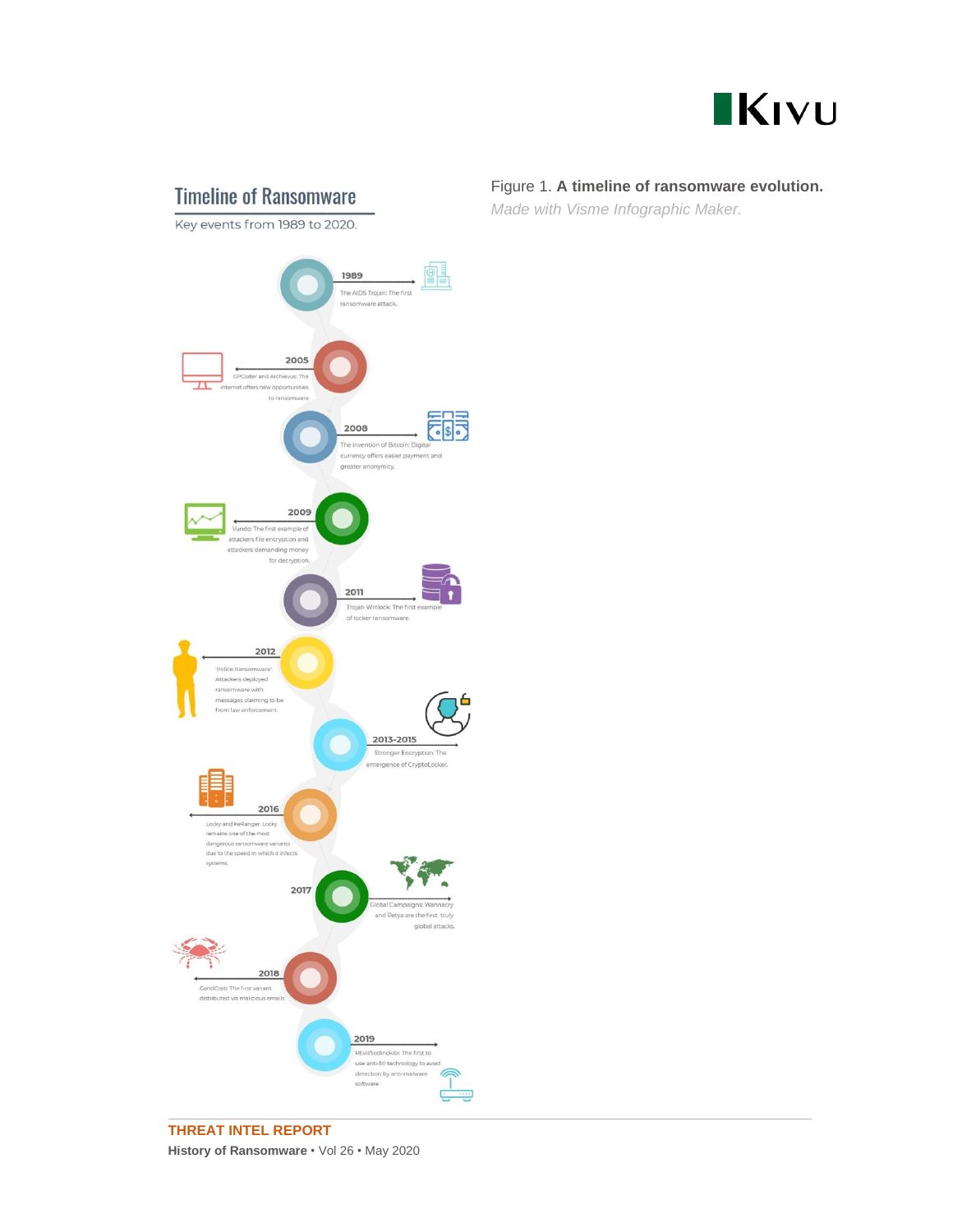Figure 1. **A timeline of ransomware evolution.**
*Made with Visme Infographic Maker.*

## Timeline of Ransomware

Key events from 1989 to 2020.

**1989** The AIDS Trojan: The first ransomware attack.

**2005** GPCoder and Archievus: The internet offers new opportunities to ransomware

**2008** The invention of Bitcoin: Digital currency offers easier payment and greater anonymity.

**2009** Vundo: The first example of attackers file encryption and attackers demanding money for decryption.

**2011** Trojan Winlock: The first example of locker ransomware.

**2012** 'Police Ransomware': Attackers deployed ransomware with messages claiming to be from law enforcement.

**2013-2015** Stronger Encryption: The emergence of CryptoLocker.

**2016** Locky and KeRanger: Locky remains one of the most dangerous ransomware variants due to the speed in which it infects systems.

**2017** Global Campaigns: Wannacry and Petya are the first truly global attacks.

**2018** GandCrab: The first variant distributed via malicious emails

**2019** REvil/Sodinokibi: The first to use anti-fill technology to avoid detection by anti-malware software

**THREAT INTEL REPORT**
**History of Ransomware** • Vol 26 • May 2020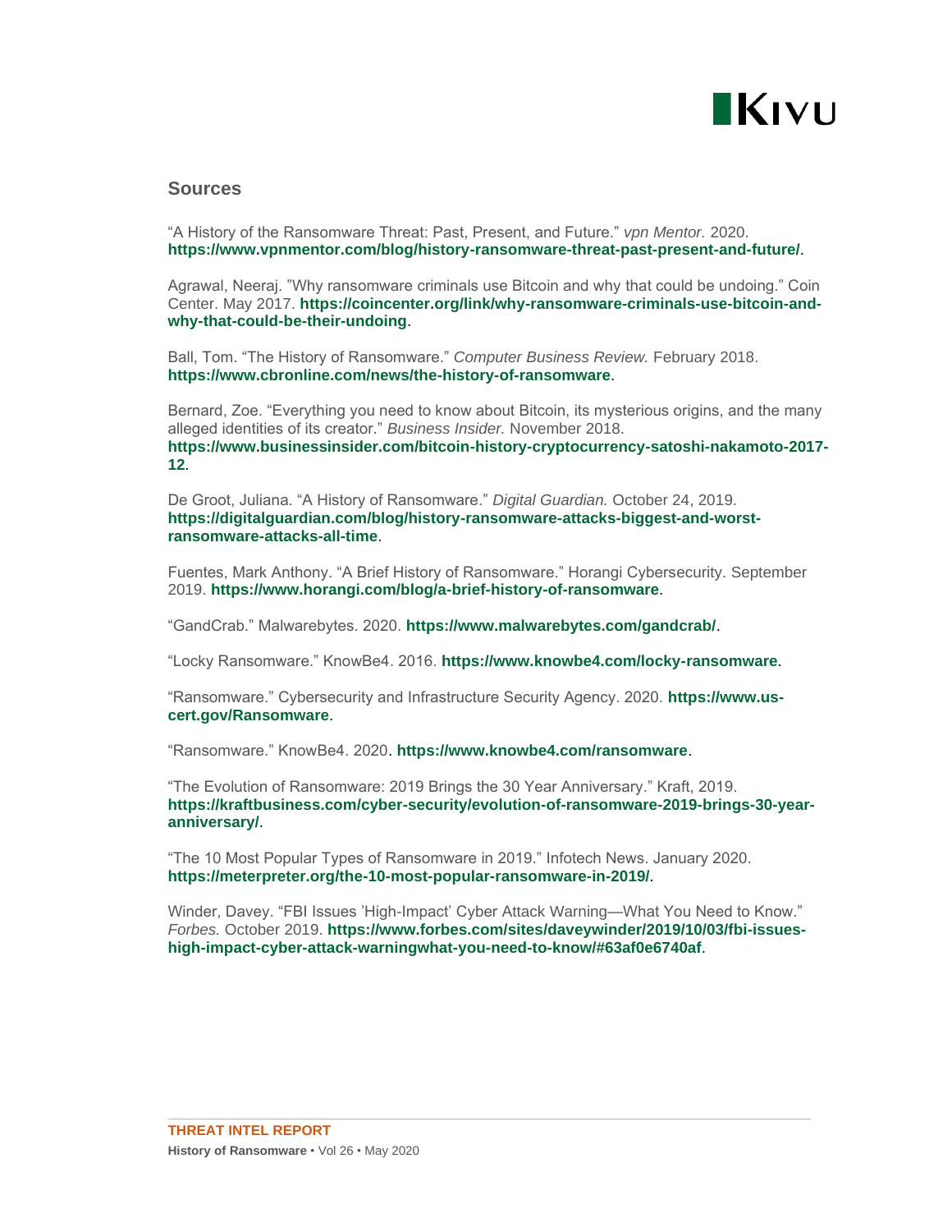## Sources

"A History of the Ransomware Threat: Past, Present, and Future." *vpn Mentor.* 2020. **https://www.vpnmentor.com/blog/history-ransomware-threat-past-present-and-future/**.

Agrawal, Neeraj. "Why ransomware criminals use Bitcoin and why that could be undoing." Coin Center. May 2017. **https://coincenter.org/link/why-ransomware-criminals-use-bitcoin-and-why-that-could-be-their-undoing**.

Ball, Tom. "The History of Ransomware." *Computer Business Review.* February 2018. **https://www.cbronline.com/news/the-history-of-ransomware**.

Bernard, Zoe. "Everything you need to know about Bitcoin, its mysterious origins, and the many alleged identities of its creator." *Business Insider.* November 2018. **https://www.businessinsider.com/bitcoin-history-cryptocurrency-satoshi-nakamoto-2017-12**.

De Groot, Juliana. "A History of Ransomware." *Digital Guardian.* October 24, 2019. **https://digitalguardian.com/blog/history-ransomware-attacks-biggest-and-worst-ransomware-attacks-all-time**.

Fuentes, Mark Anthony. "A Brief History of Ransomware." Horangi Cybersecurity. September 2019. **https://www.horangi.com/blog/a-brief-history-of-ransomware**.

"GandCrab." Malwarebytes. 2020. **https://www.malwarebytes.com/gandcrab/**.

"Locky Ransomware." KnowBe4. 2016. **https://www.knowbe4.com/locky-ransomware**.

"Ransomware." Cybersecurity and Infrastructure Security Agency. 2020. **https://www.us-cert.gov/Ransomware**.

"Ransomware." KnowBe4. 2020. **https://www.knowbe4.com/ransomware**.

"The Evolution of Ransomware: 2019 Brings the 30 Year Anniversary." Kraft, 2019. **https://kraftbusiness.com/cyber-security/evolution-of-ransomware-2019-brings-30-year-anniversary/**.

"The 10 Most Popular Types of Ransomware in 2019." Infotech News. January 2020. **https://meterpreter.org/the-10-most-popular-ransomware-in-2019/**.

Winder, Davey. "FBI Issues 'High-Impact' Cyber Attack Warning—What You Need to Know." *Forbes.* October 2019. **https://www.forbes.com/sites/daveywinder/2019/10/03/fbi-issues-high-impact-cyber-attack-warningwhat-you-need-to-know/#63af0e6740af**.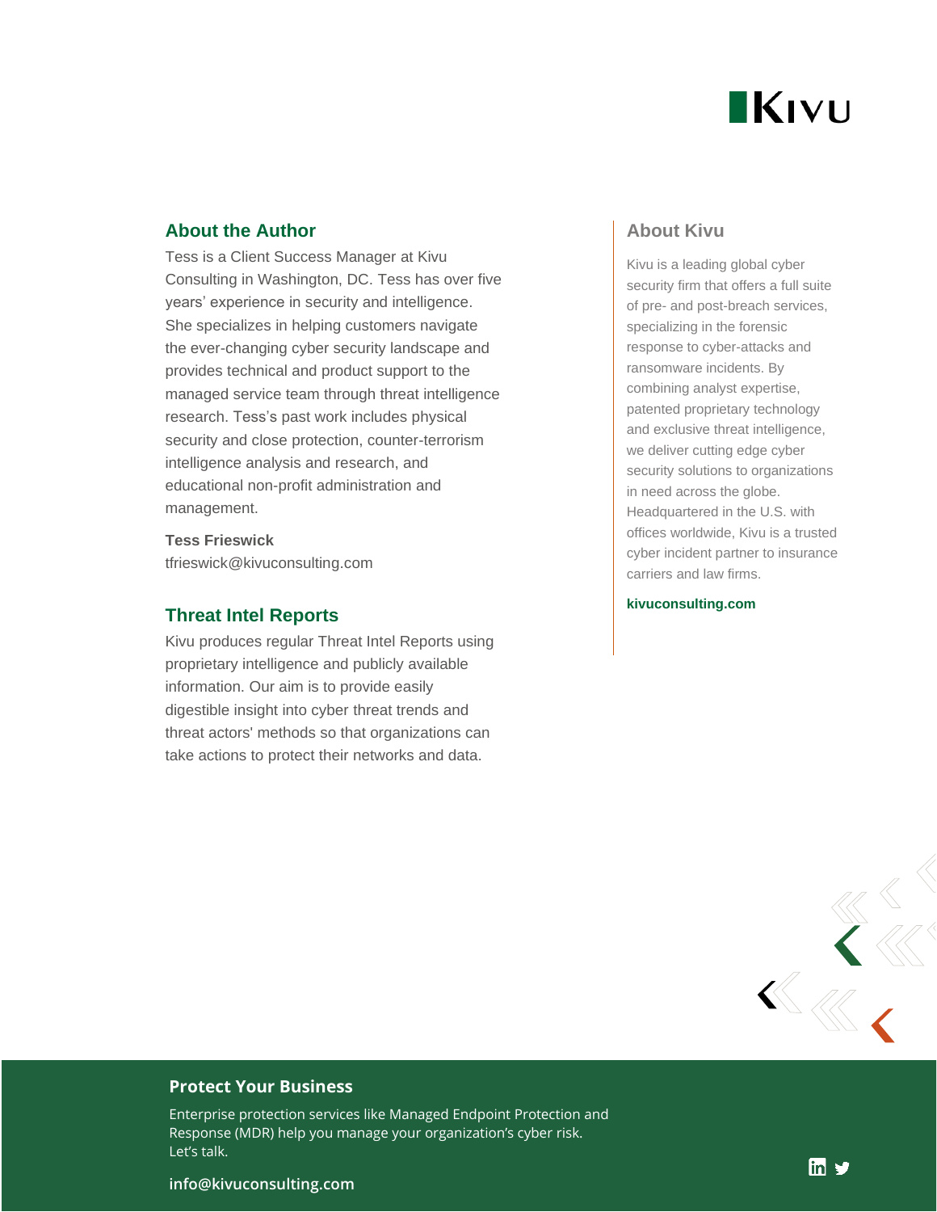## About the Author

Tess is a Client Success Manager at Kivu Consulting in Washington, DC. Tess has over five years' experience in security and intelligence. She specializes in helping customers navigate the ever-changing cyber security landscape and provides technical and product support to the managed service team through threat intelligence research. Tess's past work includes physical security and close protection, counter-terrorism intelligence analysis and research, and educational non-profit administration and management.

**Tess Frieswick**
tfrieswick@kivuconsulting.com

## Threat Intel Reports

Kivu produces regular Threat Intel Reports using proprietary intelligence and publicly available information. Our aim is to provide easily digestible insight into cyber threat trends and threat actors' methods so that organizations can take actions to protect their networks and data.

## About Kivu

Kivu is a leading global cyber security firm that offers a full suite of pre- and post-breach services, specializing in the forensic response to cyber-attacks and ransomware incidents. By combining analyst expertise, patented proprietary technology and exclusive threat intelligence, we deliver cutting edge cyber security solutions to organizations in need across the globe. Headquartered in the U.S. with offices worldwide, Kivu is a trusted cyber incident partner to insurance carriers and law firms.

**kivuconsulting.com**

## Protect Your Business

Enterprise protection services like Managed Endpoint Protection and Response (MDR) help you manage your organization's cyber risk. Let's talk.

**info@kivuconsulting.com**